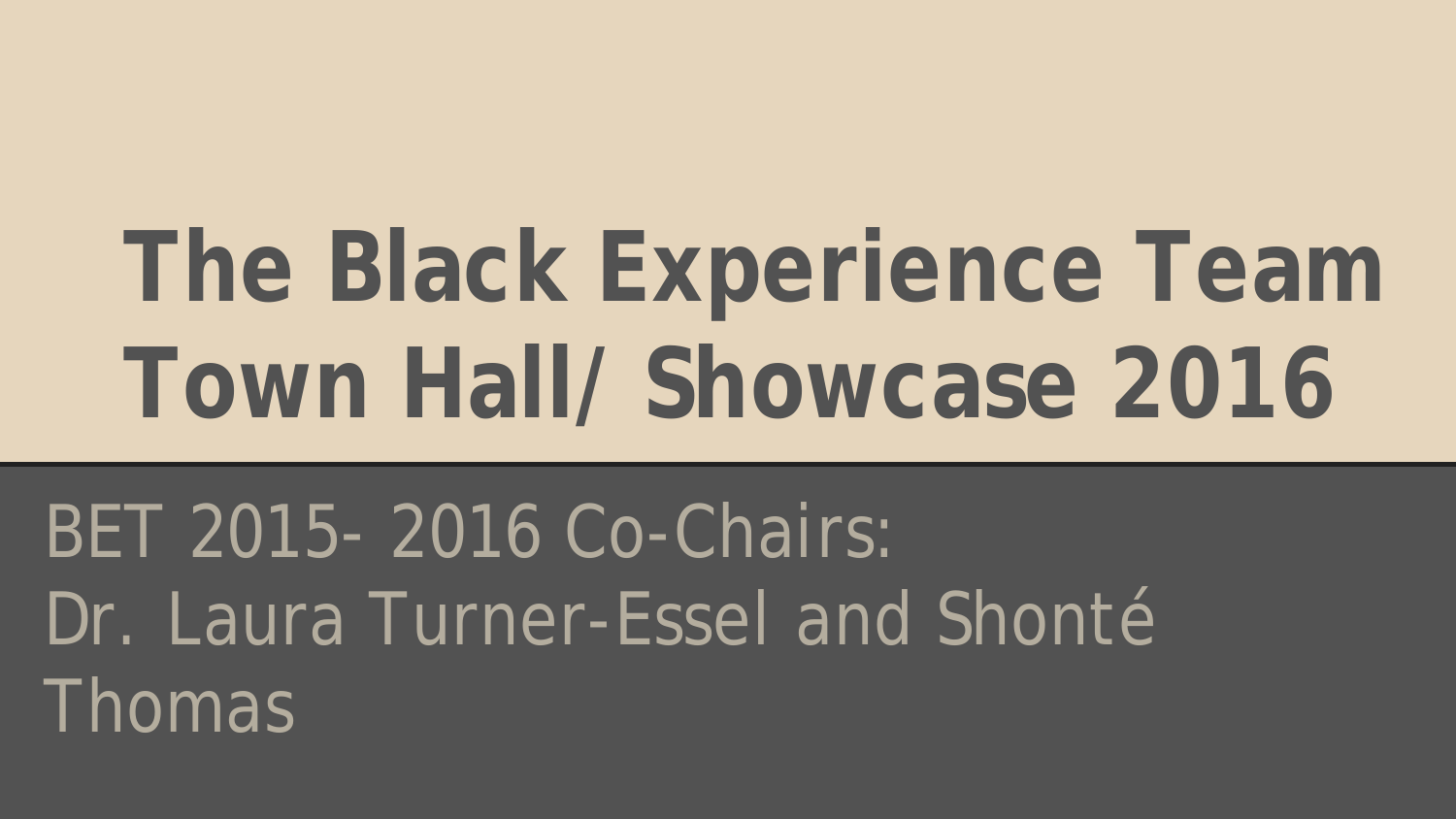# The Black Experience Team Town Hall/ Showcase 2016

BET 2015- 2016 Co-Chairs:
Dr. Laura Turner-Essel and Shonté Thomas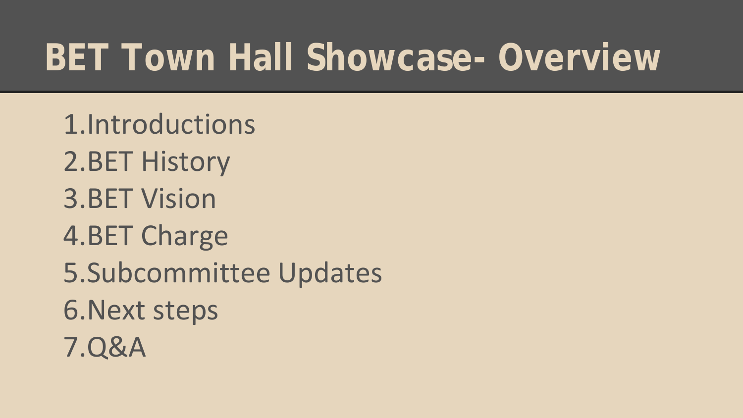# BET Town Hall Showcase- Overview

1. Introductions
2. BET History
3. BET Vision
4. BET Charge
5. Subcommittee Updates
6. Next steps
7. Q&A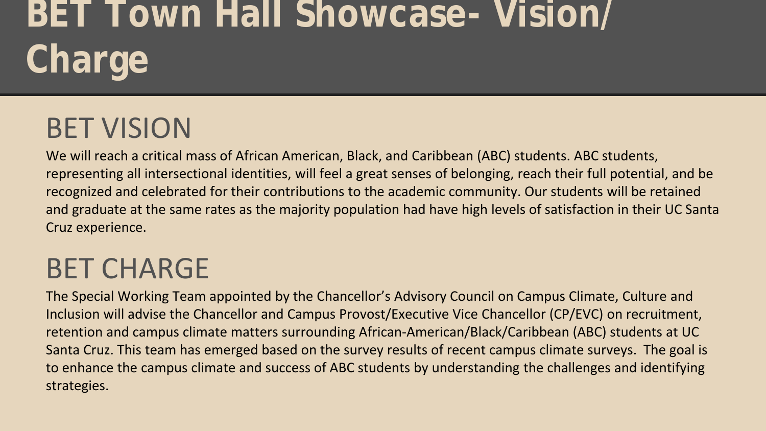# BET Town Hall Showcase- Vision/ Charge

## BET VISION

We will reach a critical mass of African American, Black, and Caribbean (ABC) students. ABC students, representing all intersectional identities, will feel a great senses of belonging, reach their full potential, and be recognized and celebrated for their contributions to the academic community. Our students will be retained and graduate at the same rates as the majority population had have high levels of satisfaction in their UC Santa Cruz experience.

## BET CHARGE

The Special Working Team appointed by the Chancellor's Advisory Council on Campus Climate, Culture and Inclusion will advise the Chancellor and Campus Provost/Executive Vice Chancellor (CP/EVC) on recruitment, retention and campus climate matters surrounding African-American/Black/Caribbean (ABC) students at UC Santa Cruz. This team has emerged based on the survey results of recent campus climate surveys. The goal is to enhance the campus climate and success of ABC students by understanding the challenges and identifying strategies.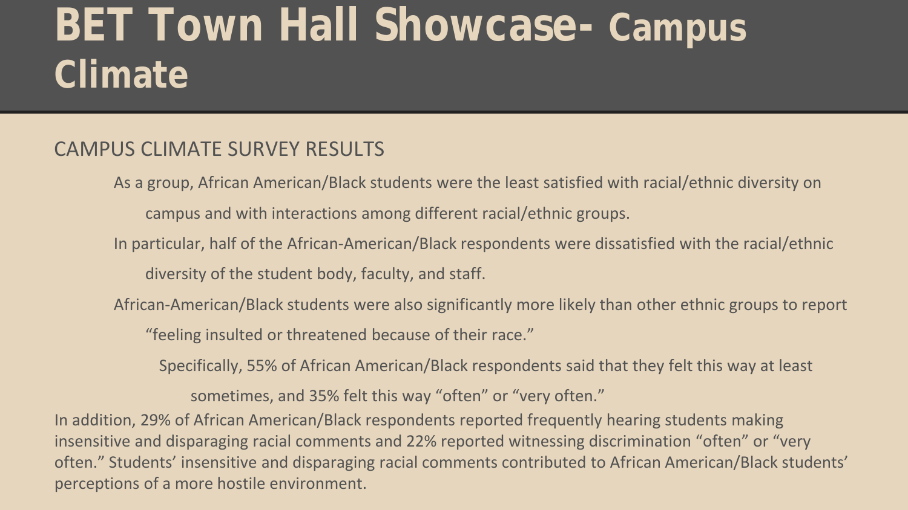# BET Town Hall Showcase- Campus Climate

## CAMPUS CLIMATE SURVEY RESULTS

- As a group, African American/Black students were the least satisfied with racial/ethnic diversity on campus and with interactions among different racial/ethnic groups.
- In particular, half of the African-American/Black respondents were dissatisfied with the racial/ethnic diversity of the student body, faculty, and staff.
- African-American/Black students were also significantly more likely than other ethnic groups to report "feeling insulted or threatened because of their race."
  - Specifically, 55% of African American/Black respondents said that they felt this way at least sometimes, and 35% felt this way "often" or "very often."

In addition, 29% of African American/Black respondents reported frequently hearing students making insensitive and disparaging racial comments and 22% reported witnessing discrimination "often" or "very often." Students' insensitive and disparaging racial comments contributed to African American/Black students' perceptions of a more hostile environment.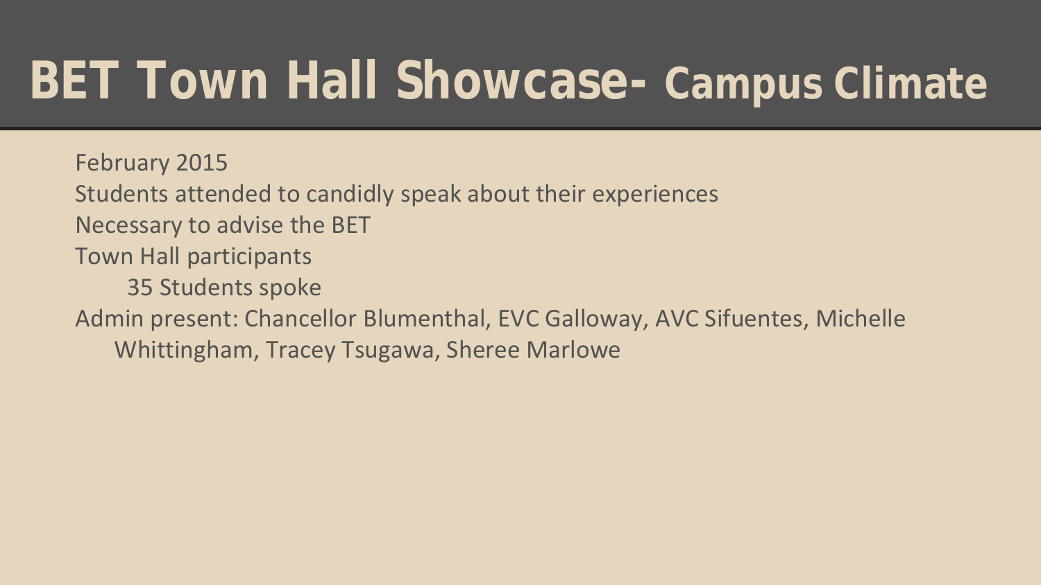# BET Town Hall Showcase- Campus Climate

- February 2015
- Students attended to candidly speak about their experiences
- Necessary to advise the BET
- Town Hall participants
  - 35 Students spoke
- Admin present: Chancellor Blumenthal, EVC Galloway, AVC Sifuentes, Michelle Whittingham, Tracey Tsugawa, Sheree Marlowe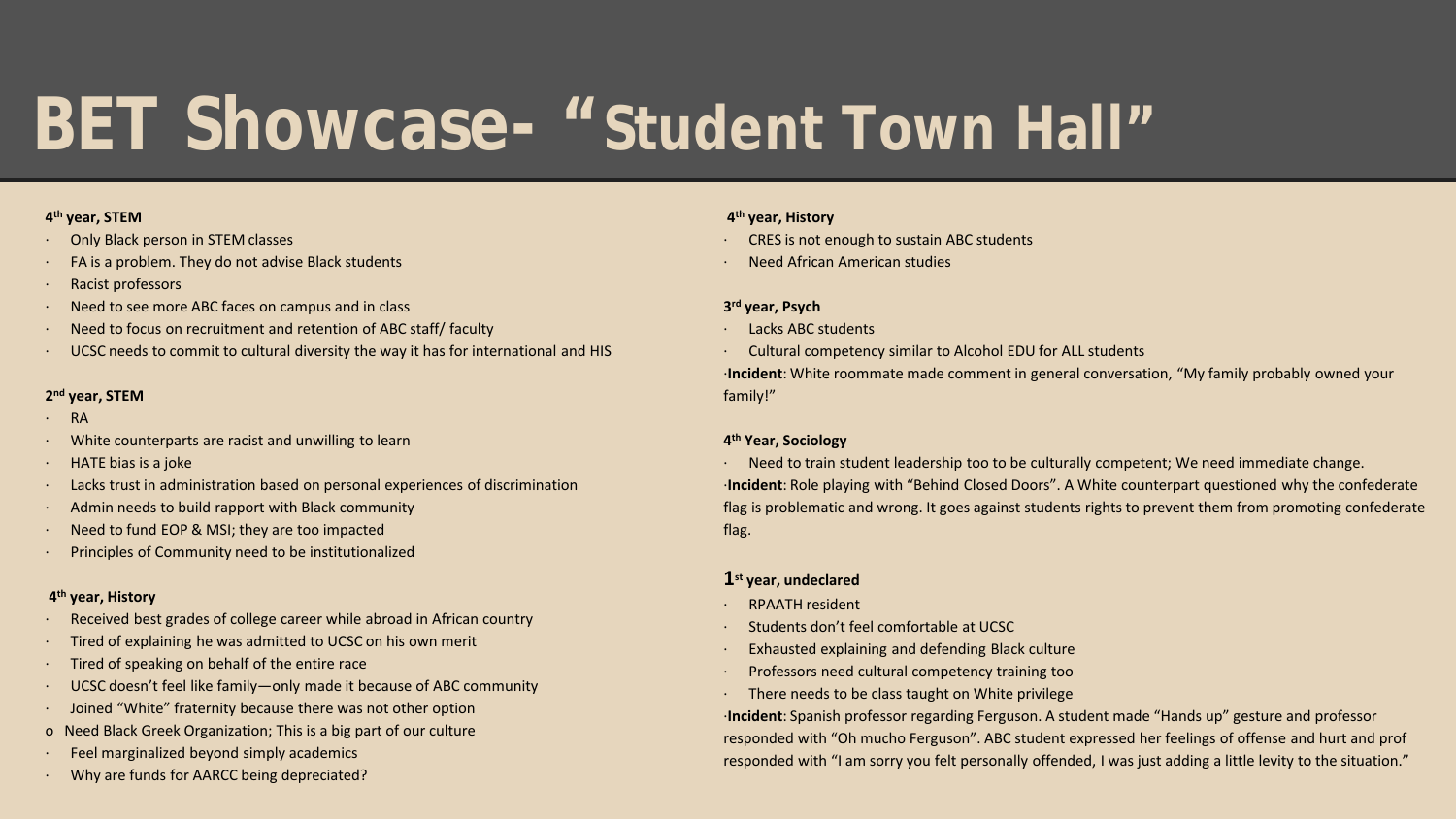# BET Showcase- "Student Town Hall"

**4th year, STEM**

- Only Black person in STEM classes
- FA is a problem. They do not advise Black students
- Racist professors
- Need to see more ABC faces on campus and in class
- Need to focus on recruitment and retention of ABC staff/ faculty
- UCSC needs to commit to cultural diversity the way it has for international and HIS

**2nd year, STEM**

- RA
- White counterparts are racist and unwilling to learn
- HATE bias is a joke
- Lacks trust in administration based on personal experiences of discrimination
- Admin needs to build rapport with Black community
- Need to fund EOP & MSI; they are too impacted
- Principles of Community need to be institutionalized

**4th year, History**

- Received best grades of college career while abroad in African country
- Tired of explaining he was admitted to UCSC on his own merit
- Tired of speaking on behalf of the entire race
- UCSC doesn't feel like family—only made it because of ABC community
- Joined "White" fraternity because there was not other option
  - Need Black Greek Organization; This is a big part of our culture
- Feel marginalized beyond simply academics
- Why are funds for AARCC being depreciated?

**4th year, History**

- CRES is not enough to sustain ABC students
- Need African American studies

**3rd year, Psych**

- Lacks ABC students
- Cultural competency similar to Alcohol EDU for ALL students

·**Incident**: White roommate made comment in general conversation, "My family probably owned your family!"

**4th Year, Sociology**

- Need to train student leadership too to be culturally competent; We need immediate change.

·**Incident**: Role playing with "Behind Closed Doors". A White counterpart questioned why the confederate flag is problematic and wrong. It goes against students rights to prevent them from promoting confederate flag.

**1st year, undeclared**

- RPAATH resident
- Students don't feel comfortable at UCSC
- Exhausted explaining and defending Black culture
- Professors need cultural competency training too
- There needs to be class taught on White privilege

·**Incident**: Spanish professor regarding Ferguson. A student made "Hands up" gesture and professor responded with "Oh mucho Ferguson". ABC student expressed her feelings of offense and hurt and prof responded with "I am sorry you felt personally offended, I was just adding a little levity to the situation."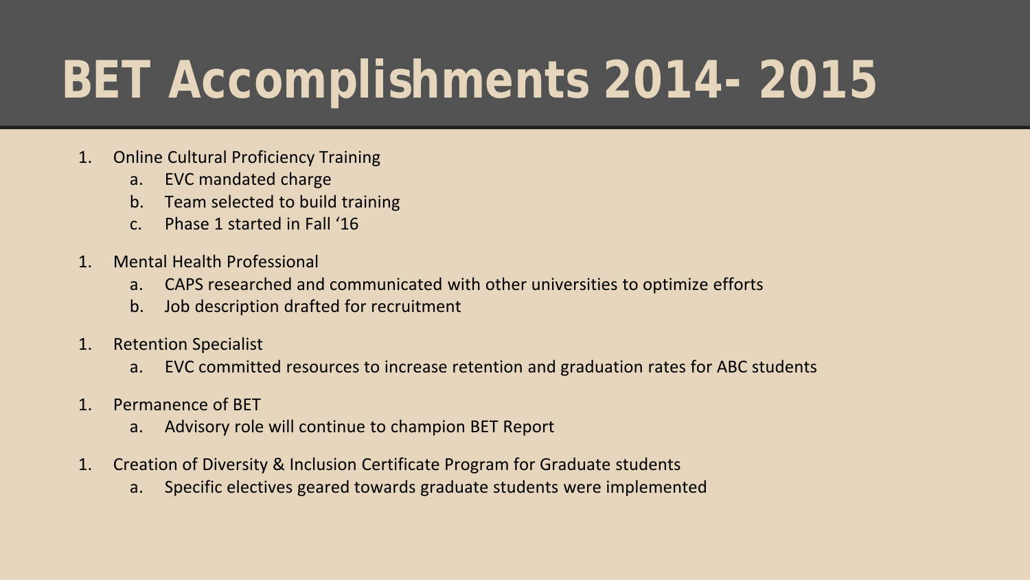# BET Accomplishments 2014- 2015

1. Online Cultural Proficiency Training
    a. EVC mandated charge
    b. Team selected to build training
    c. Phase 1 started in Fall ‘16

1. Mental Health Professional
    a. CAPS researched and communicated with other universities to optimize efforts
    b. Job description drafted for recruitment

1. Retention Specialist
    a. EVC committed resources to increase retention and graduation rates for ABC students

1. Permanence of BET
    a. Advisory role will continue to champion BET Report

1. Creation of Diversity & Inclusion Certificate Program for Graduate students
    a. Specific electives geared towards graduate students were implemented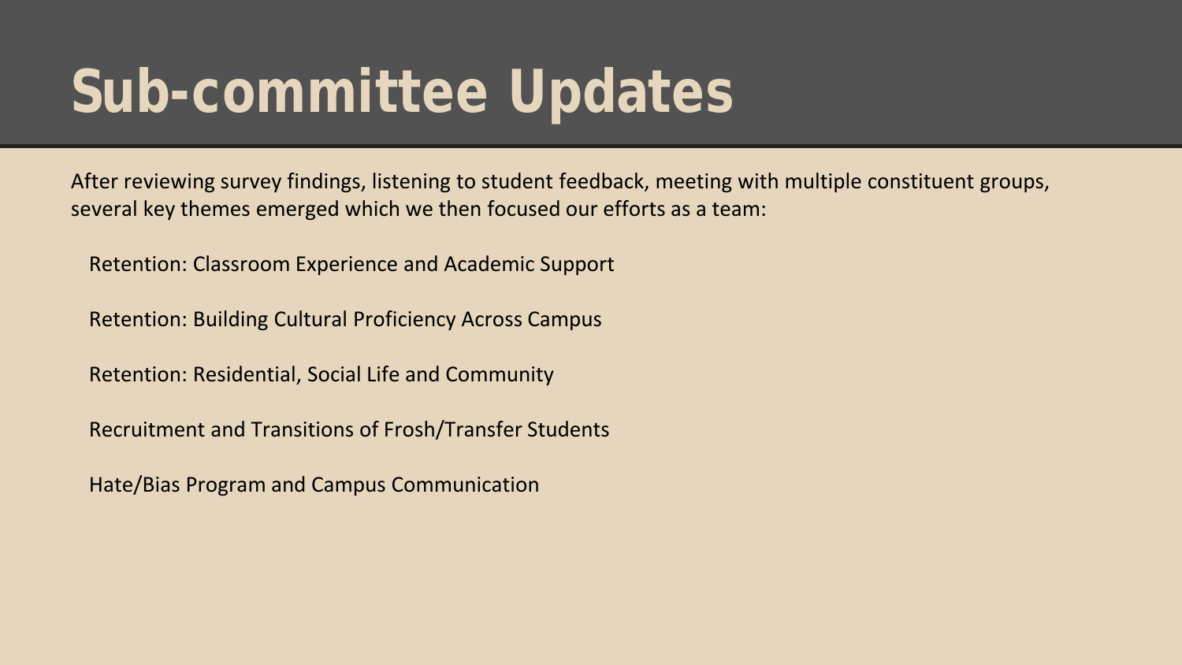# Sub-committee Updates

After reviewing survey findings, listening to student feedback, meeting with multiple constituent groups, several key themes emerged which we then focused our efforts as a team:

Retention: Classroom Experience and Academic Support

Retention: Building Cultural Proficiency Across Campus

Retention: Residential, Social Life and Community

Recruitment and Transitions of Frosh/Transfer Students

Hate/Bias Program and Campus Communication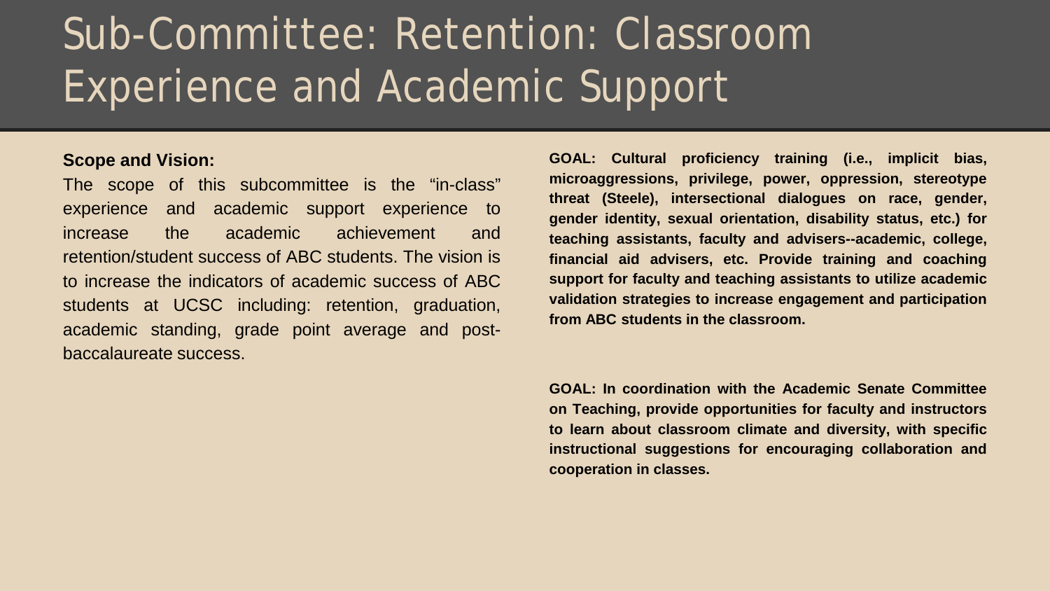# Sub-Committee: Retention: Classroom Experience and Academic Support

**Scope and Vision:**

The scope of this subcommittee is the "in-class" experience and academic support experience to increase the academic achievement and retention/student success of ABC students. The vision is to increase the indicators of academic success of ABC students at UCSC including: retention, graduation, academic standing, grade point average and post-baccalaureate success.

**GOAL: Cultural proficiency training (i.e., implicit bias, microaggressions, privilege, power, oppression, stereotype threat (Steele), intersectional dialogues on race, gender, gender identity, sexual orientation, disability status, etc.) for teaching assistants, faculty and advisers--academic, college, financial aid advisers, etc. Provide training and coaching support for faculty and teaching assistants to utilize academic validation strategies to increase engagement and participation from ABC students in the classroom.**

**GOAL: In coordination with the Academic Senate Committee on Teaching, provide opportunities for faculty and instructors to learn about classroom climate and diversity, with specific instructional suggestions for encouraging collaboration and cooperation in classes.**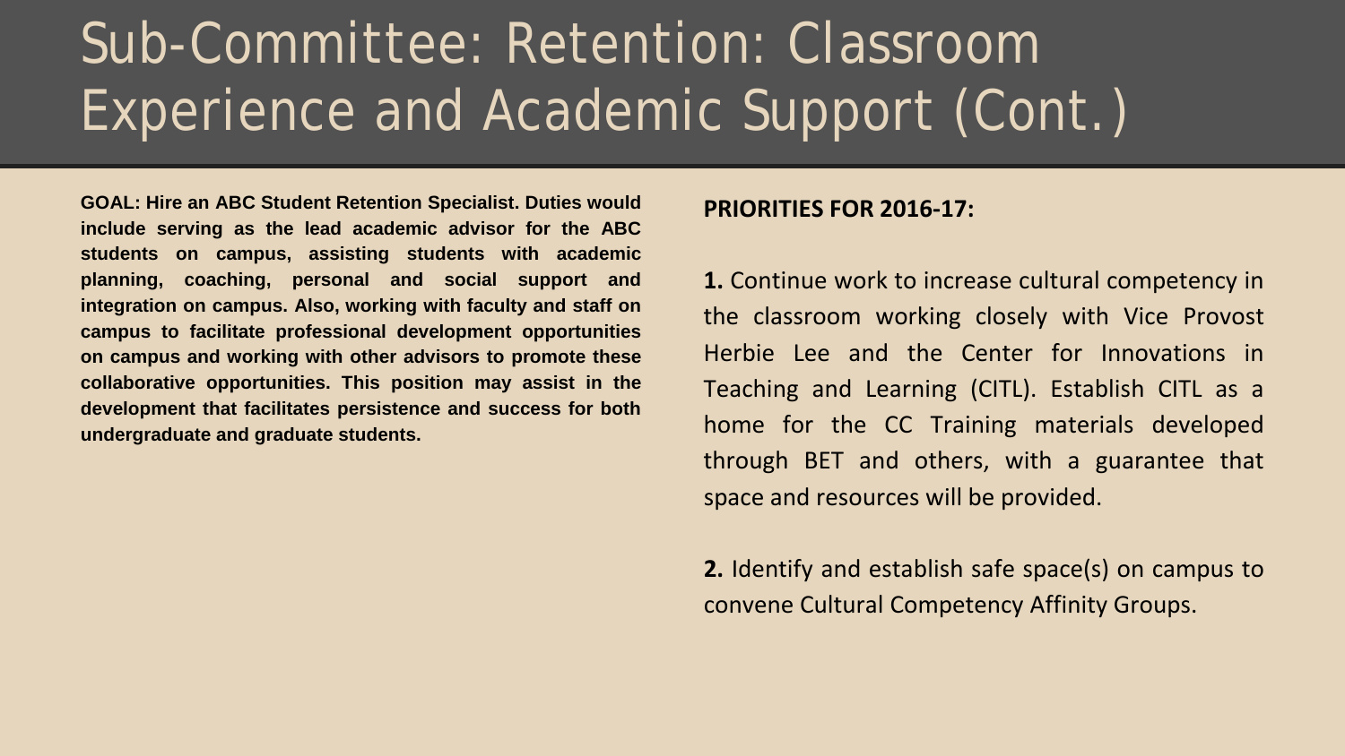# Sub-Committee: Retention: Classroom Experience and Academic Support (Cont.)

**GOAL: Hire an ABC Student Retention Specialist. Duties would include serving as the lead academic advisor for the ABC students on campus, assisting students with academic planning, coaching, personal and social support and integration on campus. Also, working with faculty and staff on campus to facilitate professional development opportunities on campus and working with other advisors to promote these collaborative opportunities. This position may assist in the development that facilitates persistence and success for both undergraduate and graduate students.**

**PRIORITIES FOR 2016-17:**

**1.** Continue work to increase cultural competency in the classroom working closely with Vice Provost Herbie Lee and the Center for Innovations in Teaching and Learning (CITL). Establish CITL as a home for the CC Training materials developed through BET and others, with a guarantee that space and resources will be provided.

**2.** Identify and establish safe space(s) on campus to convene Cultural Competency Affinity Groups.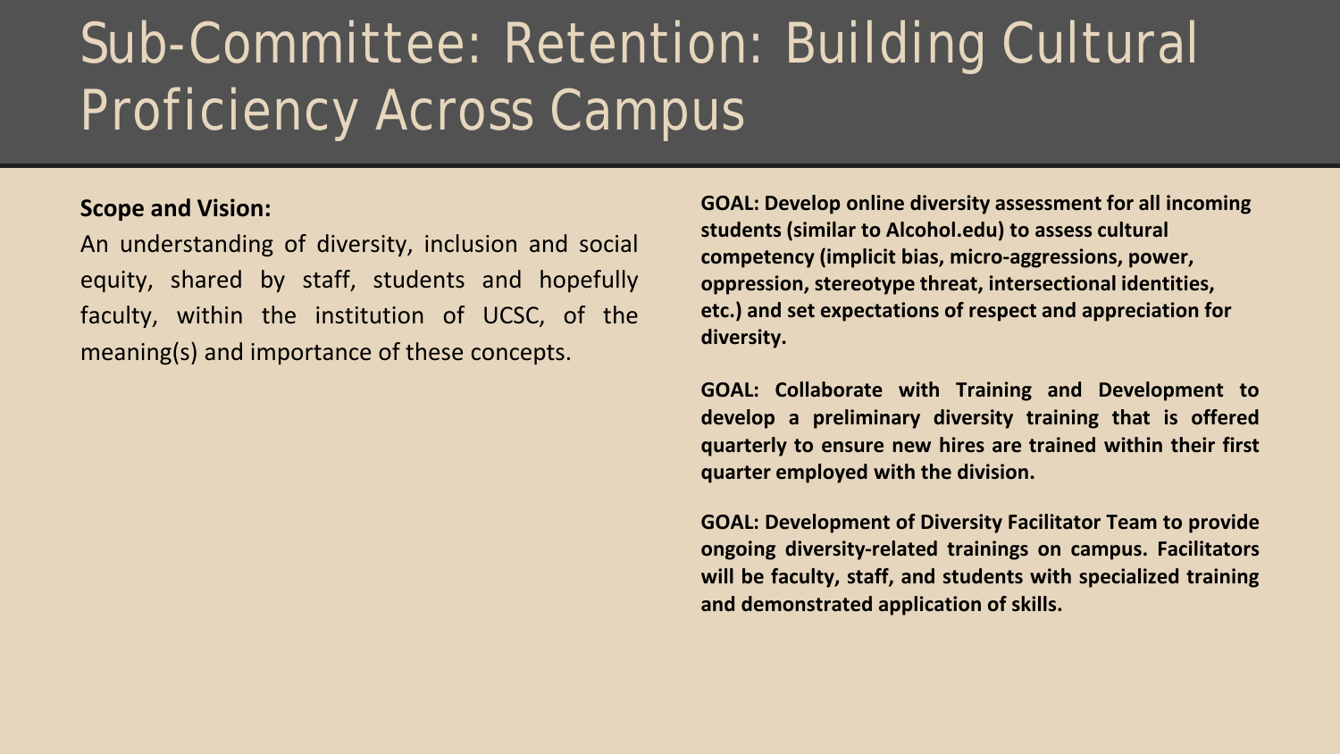# Sub-Committee: Retention: Building Cultural Proficiency Across Campus

**Scope and Vision:**

An understanding of diversity, inclusion and social equity, shared by staff, students and hopefully faculty, within the institution of UCSC, of the meaning(s) and importance of these concepts.

**GOAL: Develop online diversity assessment for all incoming students (similar to Alcohol.edu) to assess cultural competency (implicit bias, micro-aggressions, power, oppression, stereotype threat, intersectional identities, etc.) and set expectations of respect and appreciation for diversity.**

**GOAL: Collaborate with Training and Development to develop a preliminary diversity training that is offered quarterly to ensure new hires are trained within their first quarter employed with the division.**

**GOAL: Development of Diversity Facilitator Team to provide ongoing diversity-related trainings on campus. Facilitators will be faculty, staff, and students with specialized training and demonstrated application of skills.**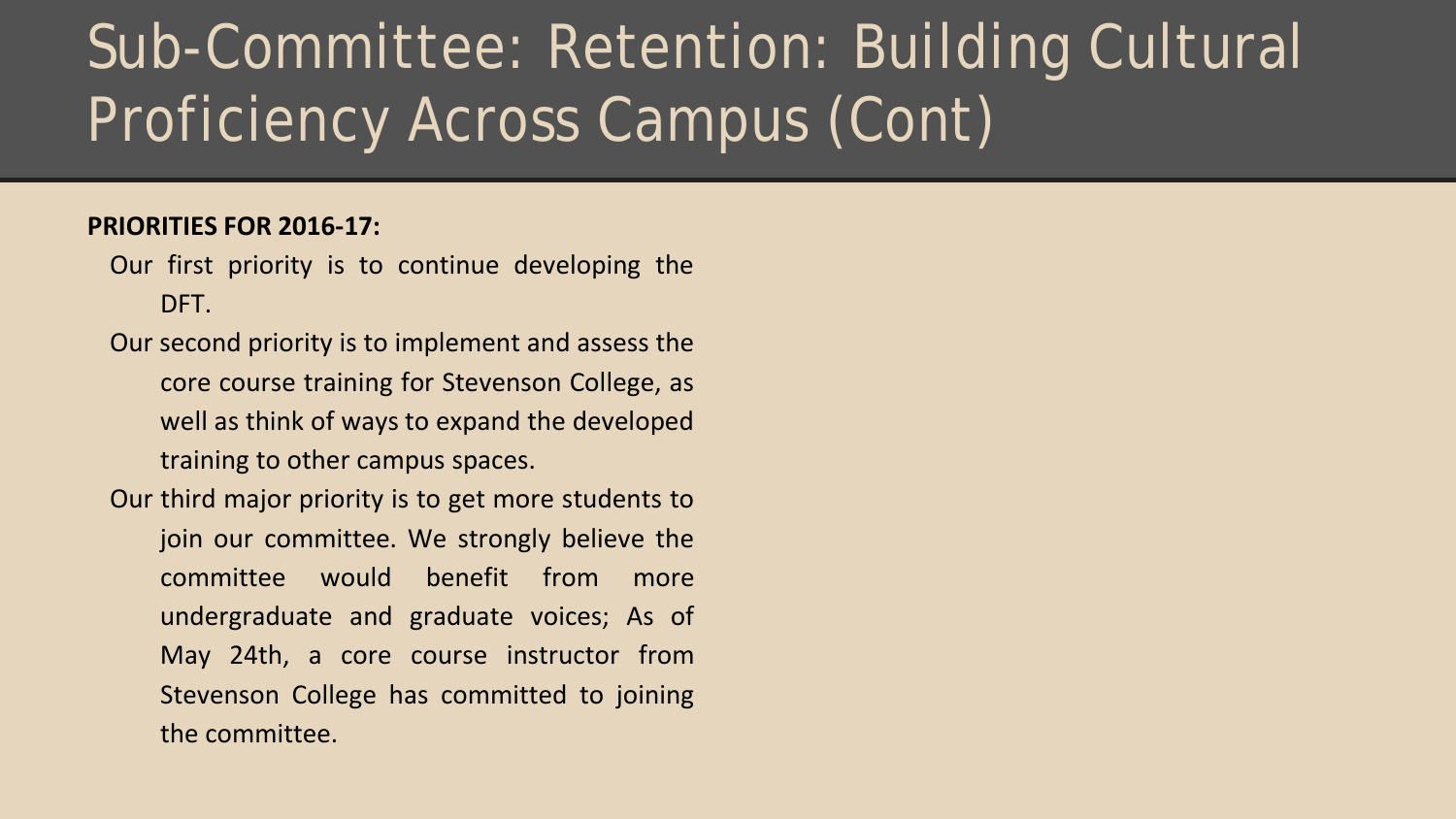# Sub-Committee: Retention: Building Cultural Proficiency Across Campus (Cont)

**PRIORITIES FOR 2016-17:**

Our first priority is to continue developing the DFT.

Our second priority is to implement and assess the core course training for Stevenson College, as well as think of ways to expand the developed training to other campus spaces.

Our third major priority is to get more students to join our committee. We strongly believe the committee would benefit from more undergraduate and graduate voices; As of May 24th, a core course instructor from Stevenson College has committed to joining the committee.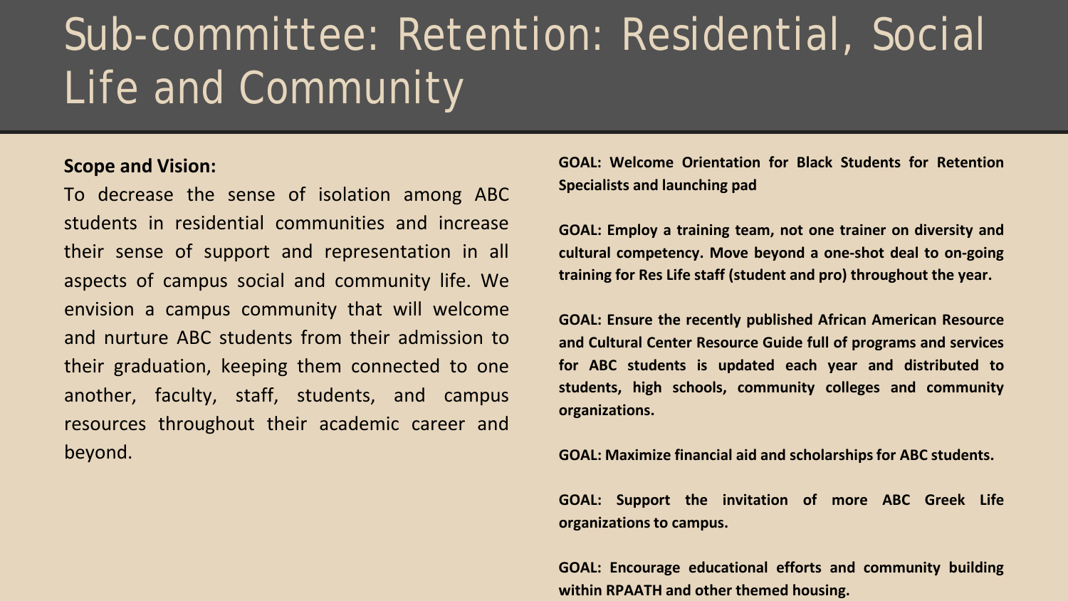# Sub-committee: Retention: Residential, Social Life and Community

**Scope and Vision:**

To decrease the sense of isolation among ABC students in residential communities and increase their sense of support and representation in all aspects of campus social and community life. We envision a campus community that will welcome and nurture ABC students from their admission to their graduation, keeping them connected to one another, faculty, staff, students, and campus resources throughout their academic career and beyond.

**GOAL: Welcome Orientation for Black Students for Retention Specialists and launching pad**

**GOAL: Employ a training team, not one trainer on diversity and cultural competency. Move beyond a one-shot deal to on-going training for Res Life staff (student and pro) throughout the year.**

**GOAL: Ensure the recently published African American Resource and Cultural Center Resource Guide full of programs and services for ABC students is updated each year and distributed to students, high schools, community colleges and community organizations.**

**GOAL: Maximize financial aid and scholarships for ABC students.**

**GOAL: Support the invitation of more ABC Greek Life organizations to campus.**

**GOAL: Encourage educational efforts and community building within RPAATH and other themed housing.**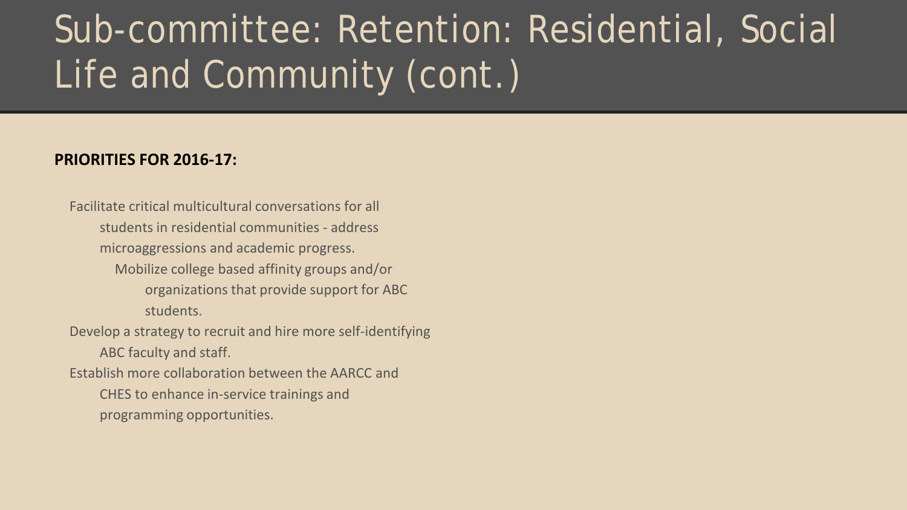# Sub-committee: Retention: Residential, Social Life and Community (cont.)

**PRIORITIES FOR 2016-17:**

- Facilitate critical multicultural conversations for all students in residential communities - address microaggressions and academic progress.
  - Mobilize college based affinity groups and/or organizations that provide support for ABC students.
- Develop a strategy to recruit and hire more self-identifying ABC faculty and staff.
- Establish more collaboration between the AARCC and CHES to enhance in-service trainings and programming opportunities.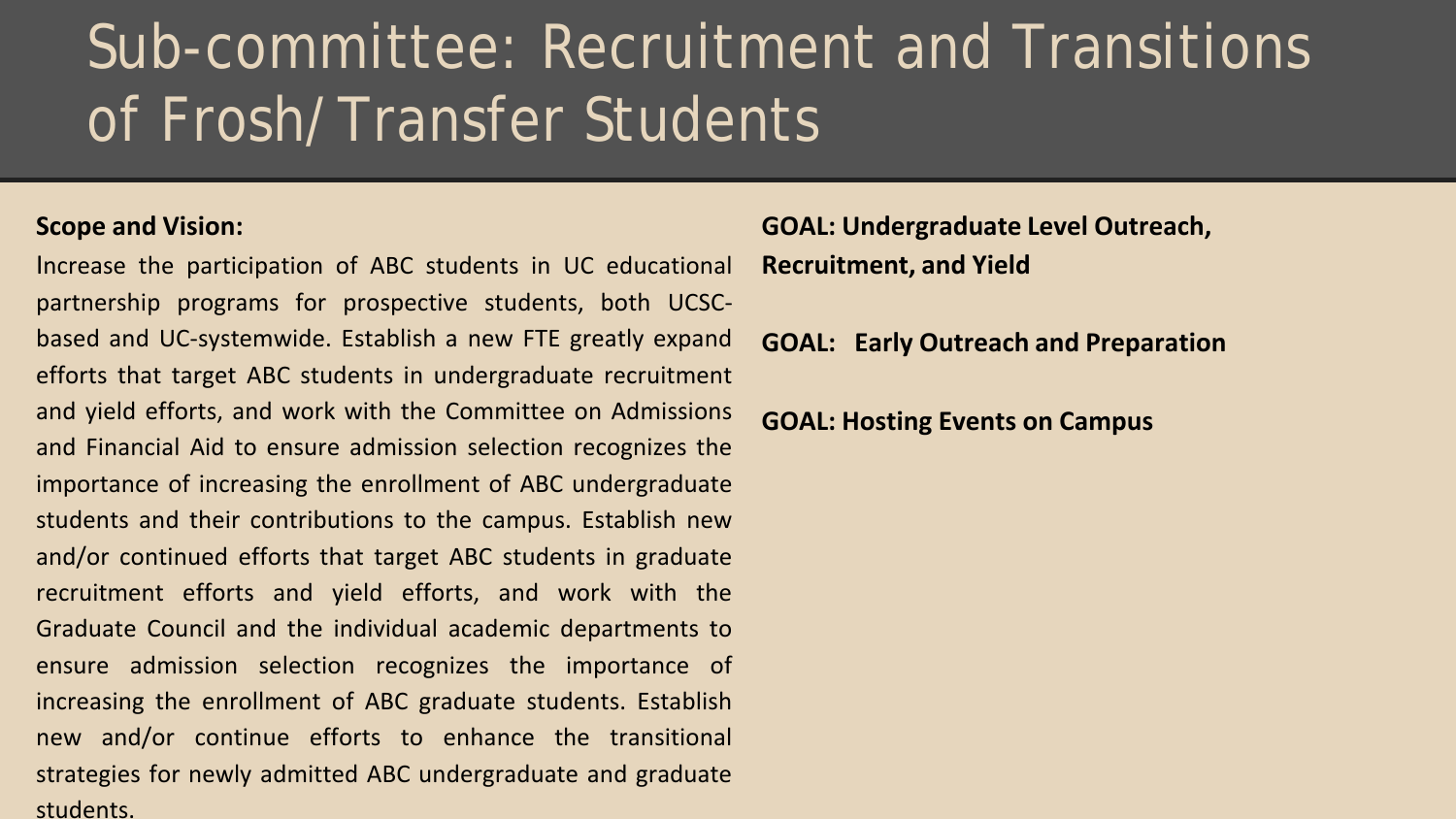# Sub-committee: Recruitment and Transitions of Frosh/Transfer Students

**Scope and Vision:**

Increase the participation of ABC students in UC educational partnership programs for prospective students, both UCSC-based and UC-systemwide. Establish a new FTE greatly expand efforts that target ABC students in undergraduate recruitment and yield efforts, and work with the Committee on Admissions and Financial Aid to ensure admission selection recognizes the importance of increasing the enrollment of ABC undergraduate students and their contributions to the campus. Establish new and/or continued efforts that target ABC students in graduate recruitment efforts and yield efforts, and work with the Graduate Council and the individual academic departments to ensure admission selection recognizes the importance of increasing the enrollment of ABC graduate students. Establish new and/or continue efforts to enhance the transitional strategies for newly admitted ABC undergraduate and graduate students.

**GOAL: Undergraduate Level Outreach, Recruitment, and Yield**

**GOAL: Early Outreach and Preparation**

**GOAL: Hosting Events on Campus**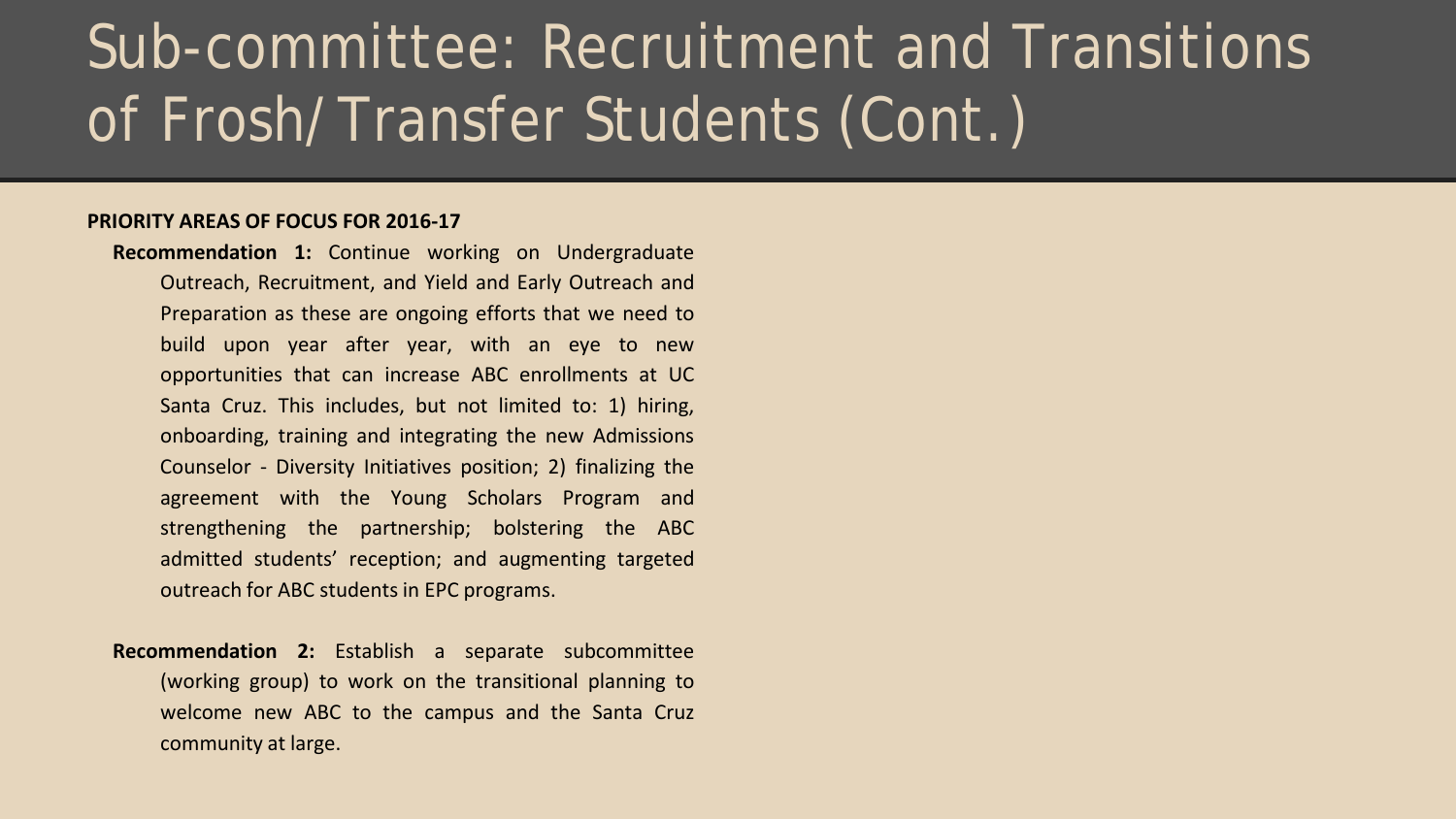# Sub-committee: Recruitment and Transitions of Frosh/Transfer Students (Cont.)

**PRIORITY AREAS OF FOCUS FOR 2016-17**

**Recommendation 1:** Continue working on Undergraduate Outreach, Recruitment, and Yield and Early Outreach and Preparation as these are ongoing efforts that we need to build upon year after year, with an eye to new opportunities that can increase ABC enrollments at UC Santa Cruz. This includes, but not limited to: 1) hiring, onboarding, training and integrating the new Admissions Counselor - Diversity Initiatives position; 2) finalizing the agreement with the Young Scholars Program and strengthening the partnership; bolstering the ABC admitted students' reception; and augmenting targeted outreach for ABC students in EPC programs.

**Recommendation 2:** Establish a separate subcommittee (working group) to work on the transitional planning to welcome new ABC to the campus and the Santa Cruz community at large.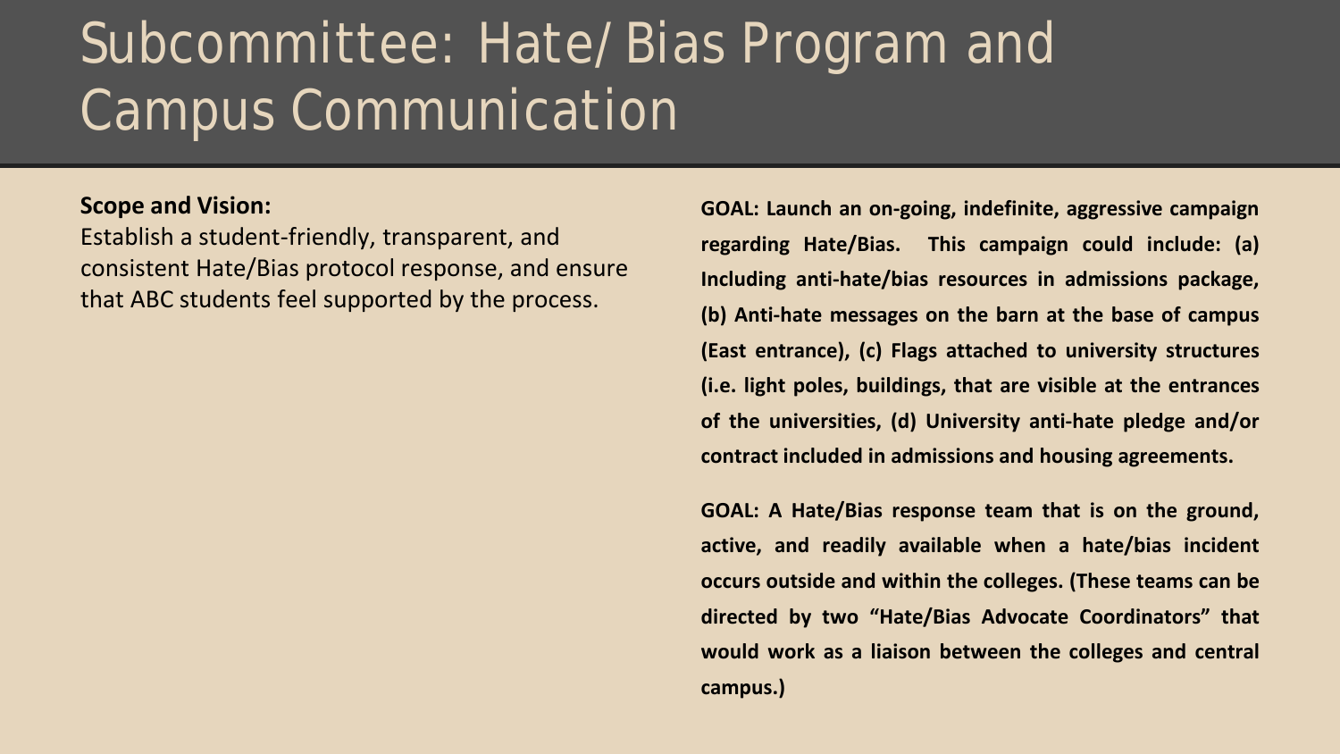# Subcommittee: Hate/ Bias Program and Campus Communication

**Scope and Vision:**

Establish a student-friendly, transparent, and consistent Hate/Bias protocol response, and ensure that ABC students feel supported by the process.

**GOAL: Launch an on-going, indefinite, aggressive campaign regarding Hate/Bias. This campaign could include: (a) Including anti-hate/bias resources in admissions package, (b) Anti-hate messages on the barn at the base of campus (East entrance), (c) Flags attached to university structures (i.e. light poles, buildings, that are visible at the entrances of the universities, (d) University anti-hate pledge and/or contract included in admissions and housing agreements.**

**GOAL: A Hate/Bias response team that is on the ground, active, and readily available when a hate/bias incident occurs outside and within the colleges. (These teams can be directed by two "Hate/Bias Advocate Coordinators" that would work as a liaison between the colleges and central campus.)**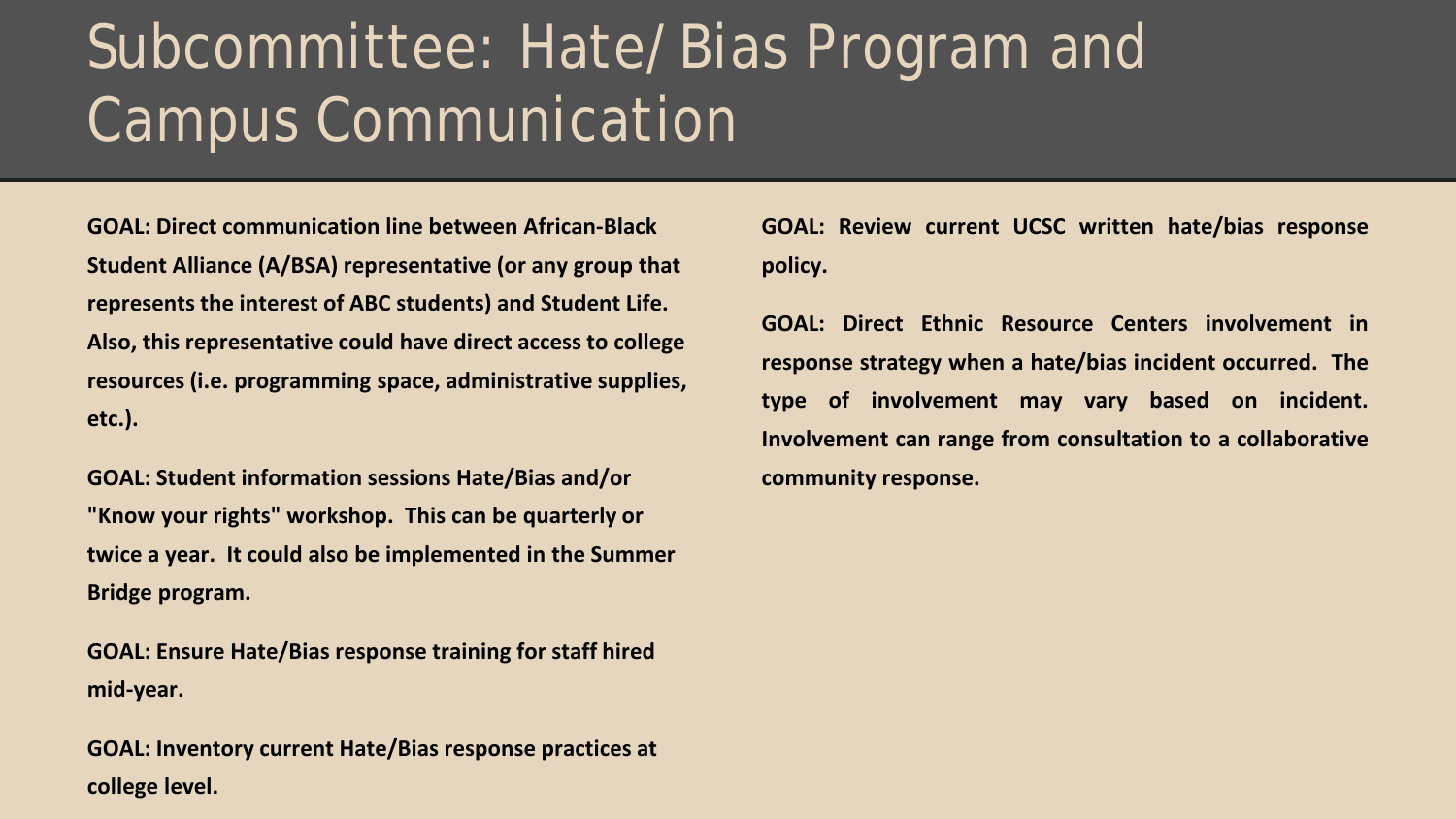# Subcommittee: Hate/ Bias Program and Campus Communication

**GOAL: Direct communication line between African-Black Student Alliance (A/BSA) representative (or any group that represents the interest of ABC students) and Student Life. Also, this representative could have direct access to college resources (i.e. programming space, administrative supplies, etc.).**

**GOAL: Student information sessions Hate/Bias and/or "Know your rights" workshop. This can be quarterly or twice a year. It could also be implemented in the Summer Bridge program.**

**GOAL: Ensure Hate/Bias response training for staff hired mid-year.**

**GOAL: Inventory current Hate/Bias response practices at college level.**

**GOAL: Review current UCSC written hate/bias response policy.**

**GOAL: Direct Ethnic Resource Centers involvement in response strategy when a hate/bias incident occurred. The type of involvement may vary based on incident. Involvement can range from consultation to a collaborative community response.**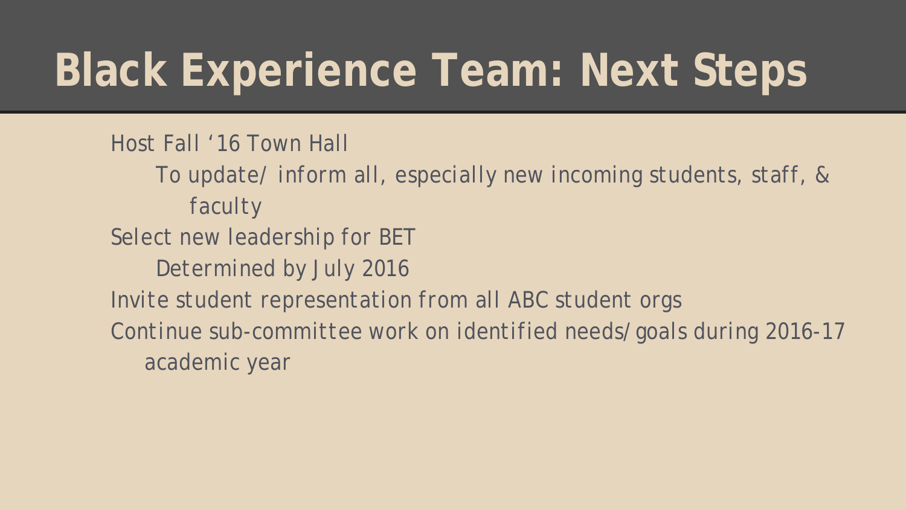# Black Experience Team: Next Steps

- Host Fall ‘16 Town Hall
  - To update/ inform all, especially new incoming students, staff, & faculty
- Select new leadership for BET
  - Determined by July 2016
- Invite student representation from all ABC student orgs
- Continue sub-committee work on identified needs/goals during 2016-17 academic year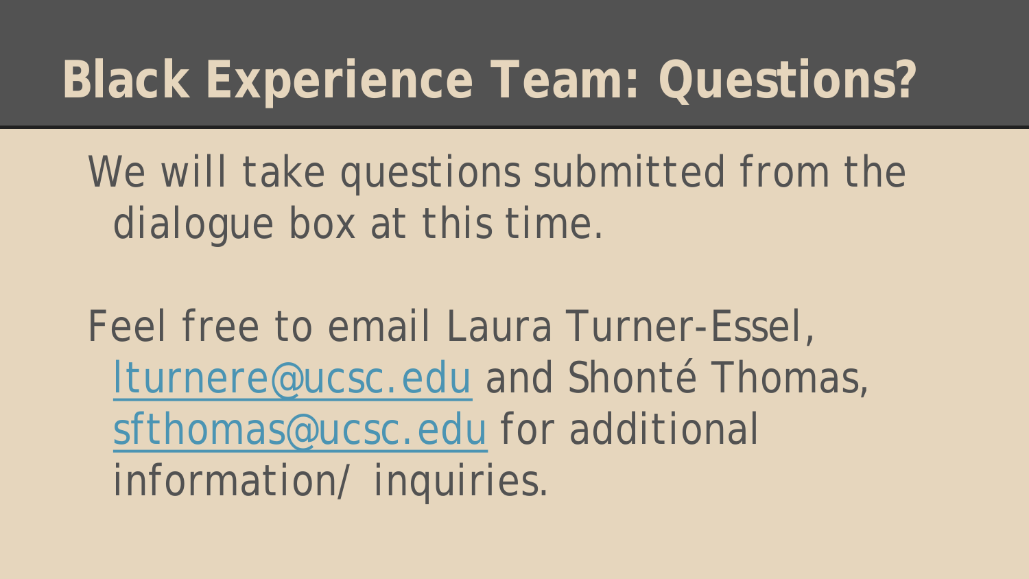# Black Experience Team: Questions?

We will take questions submitted from the dialogue box at this time.

Feel free to email Laura Turner-Essel, lturnere@ucsc.edu and Shonté Thomas, sfthomas@ucsc.edu for additional information/ inquiries.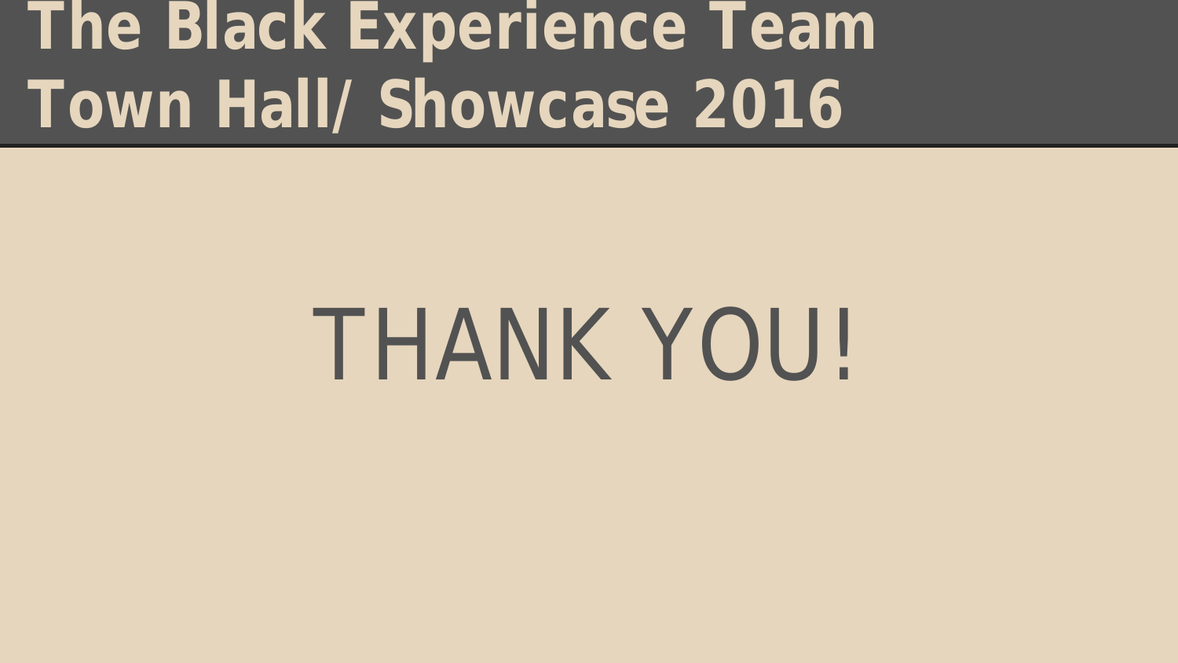# The Black Experience Team Town Hall/ Showcase 2016

THANK YOU!